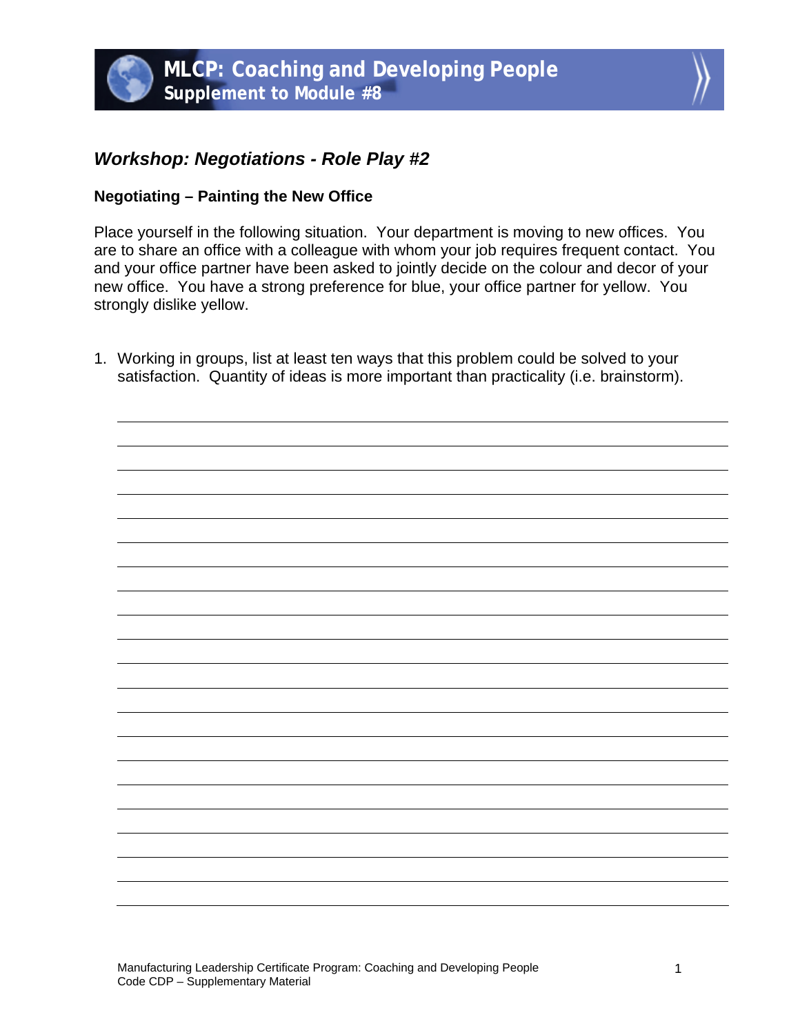# MLCP: Coaching and Developing People

## Supplement to Module #8

### *Workshop: Negotiations - Role Play #2*

**Negotiating – Painting the New Office**

Place yourself in the following situation. Your department is moving to new offices. You are to share an office with a colleague with whom your job requires frequent contact. You and your office partner have been asked to jointly decide on the colour and decor of your new office. You have a strong preference for blue, your office partner for yellow. You strongly dislike yellow.

1. Working in groups, list at least ten ways that this problem could be solved to your satisfaction. Quantity of ideas is more important than practicality (i.e. brainstorm).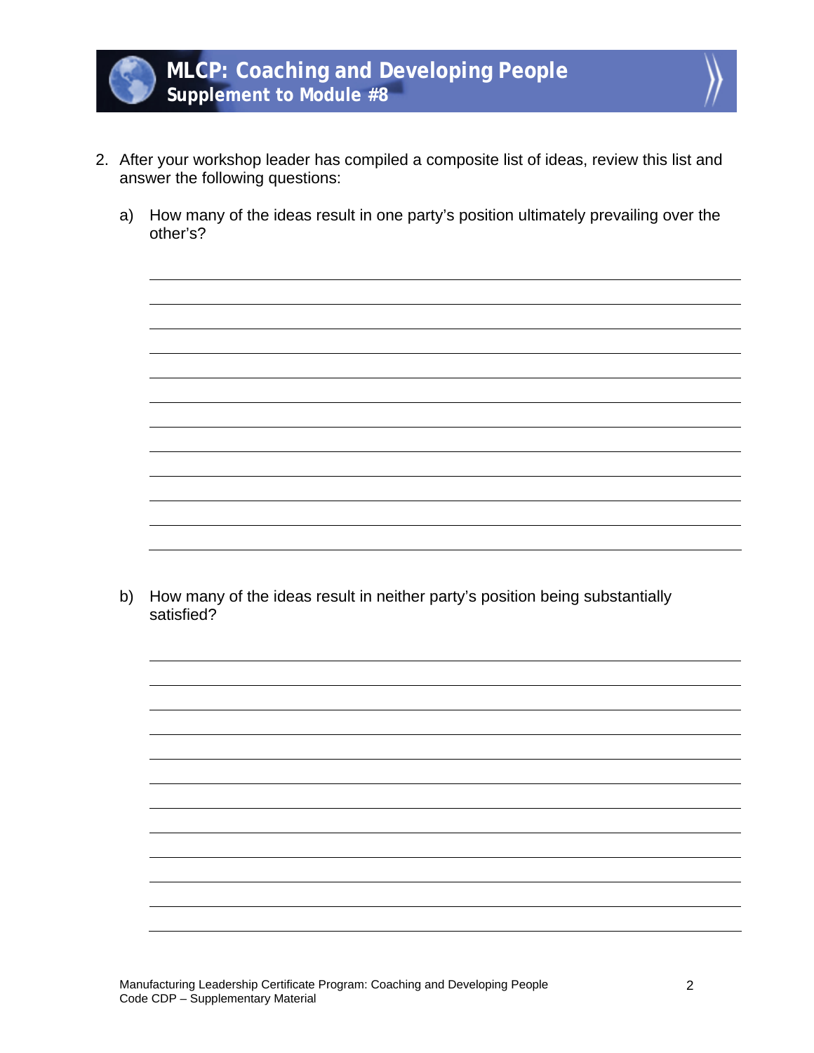2. After your workshop leader has compiled a composite list of ideas, review this list and answer the following questions:

   a) How many of the ideas result in one party's position ultimately prevailing over the other's?

   b) How many of the ideas result in neither party's position being substantially satisfied?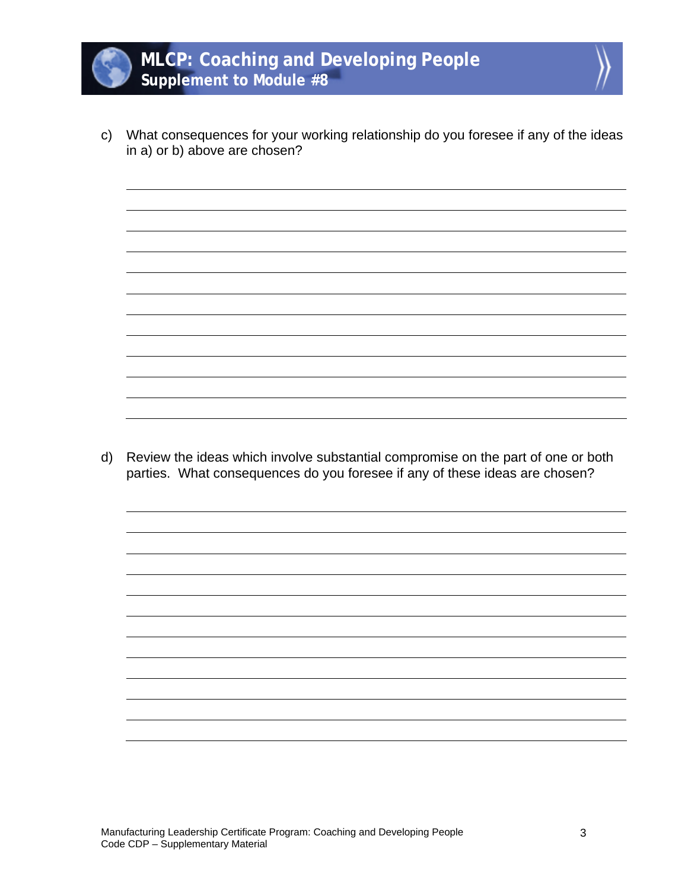c) What consequences for your working relationship do you foresee if any of the ideas in a) or b) above are chosen?

d) Review the ideas which involve substantial compromise on the part of one or both parties. What consequences do you foresee if any of these ideas are chosen?